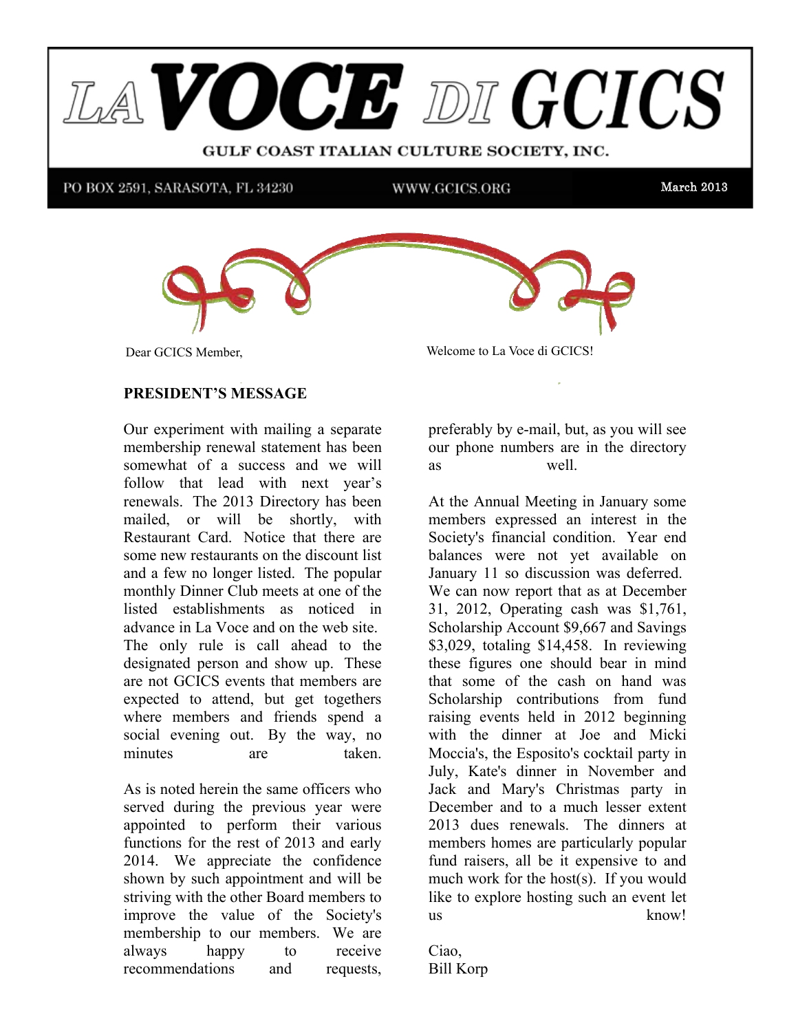# LA VOCE DI GCICS

GULF COAST ITALIAN CULTURE SOCIETY, INC.

PO BOX 2591, SARASOTA, FL 34230 WWW.GCICS.ORG March 2013

Dear GCICS Member,

Welcome to La Voce di GCICS!

**PRESIDENT'S MESSAGE**

Our experiment with mailing a separate membership renewal statement has been somewhat of a success and we will follow that lead with next year's renewals. The 2013 Directory has been mailed, or will be shortly, with Restaurant Card. Notice that there are some new restaurants on the discount list and a few no longer listed. The popular monthly Dinner Club meets at one of the listed establishments as noticed in advance in La Voce and on the web site. The only rule is call ahead to the designated person and show up. These are not GCICS events that members are expected to attend, but get togethers where members and friends spend a social evening out. By the way, no minutes are taken.

As is noted herein the same officers who served during the previous year were appointed to perform their various functions for the rest of 2013 and early 2014. We appreciate the confidence shown by such appointment and will be striving with the other Board members to improve the value of the Society's membership to our members. We are always happy to receive recommendations and requests, preferably by e-mail, but, as you will see our phone numbers are in the directory as well.

At the Annual Meeting in January some members expressed an interest in the Society's financial condition. Year end balances were not yet available on January 11 so discussion was deferred. We can now report that as at December 31, 2012, Operating cash was $1,761, Scholarship Account $9,667 and Savings $3,029, totaling $14,458. In reviewing these figures one should bear in mind that some of the cash on hand was Scholarship contributions from fund raising events held in 2012 beginning with the dinner at Joe and Micki Moccia's, the Esposito's cocktail party in July, Kate's dinner in November and Jack and Mary's Christmas party in December and to a much lesser extent 2013 dues renewals. The dinners at members homes are particularly popular fund raisers, all be it expensive to and much work for the host(s). If you would like to explore hosting such an event let us know!

Ciao,
Bill Korp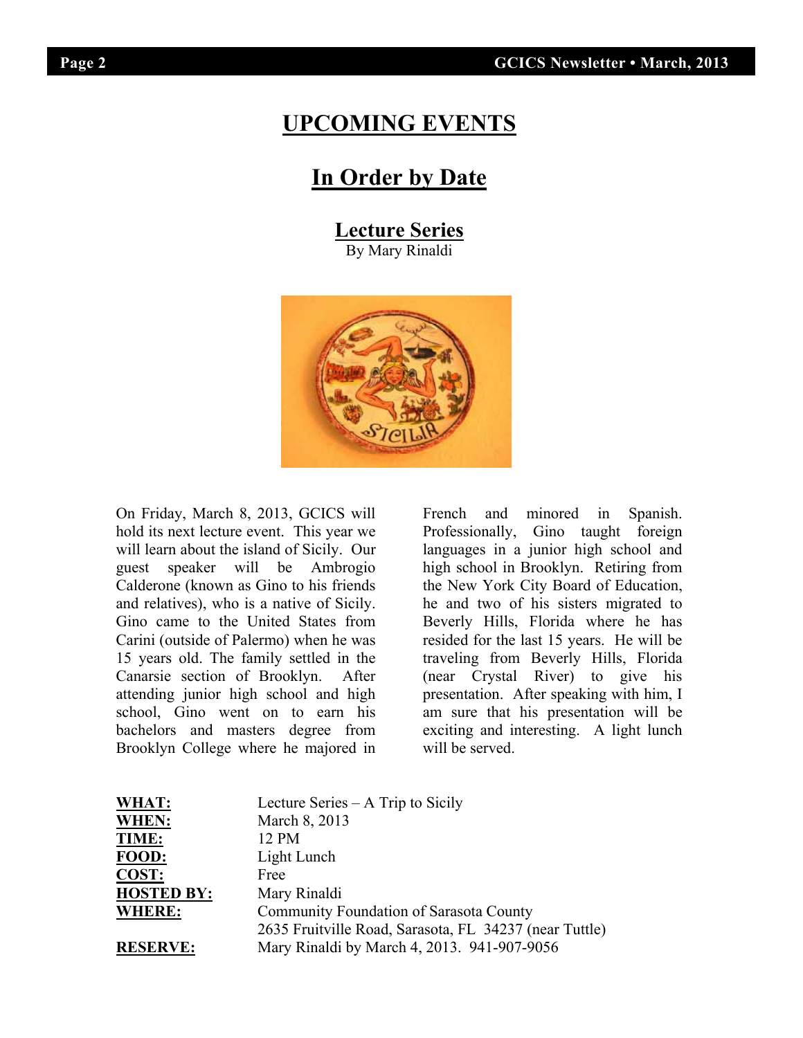# UPCOMING EVENTS

## In Order by Date

### Lecture Series

By Mary Rinaldi

On Friday, March 8, 2013, GCICS will hold its next lecture event. This year we will learn about the island of Sicily. Our guest speaker will be Ambrogio Calderone (known as Gino to his friends and relatives), who is a native of Sicily. Gino came to the United States from Carini (outside of Palermo) when he was 15 years old. The family settled in the Canarsie section of Brooklyn. After attending junior high school and high school, Gino went on to earn his bachelors and masters degree from Brooklyn College where he majored in French and minored in Spanish. Professionally, Gino taught foreign languages in a junior high school and high school in Brooklyn. Retiring from the New York City Board of Education, he and two of his sisters migrated to Beverly Hills, Florida where he has resided for the last 15 years. He will be traveling from Beverly Hills, Florida (near Crystal River) to give his presentation. After speaking with him, I am sure that his presentation will be exciting and interesting. A light lunch will be served.

**WHAT:** Lecture Series – A Trip to Sicily
**WHEN:** March 8, 2013
**TIME:** 12 PM
**FOOD:** Light Lunch
**COST:** Free
**HOSTED BY:** Mary Rinaldi
**WHERE:** Community Foundation of Sarasota County
2635 Fruitville Road, Sarasota, FL 34237 (near Tuttle)
**RESERVE:** Mary Rinaldi by March 4, 2013. 941-907-9056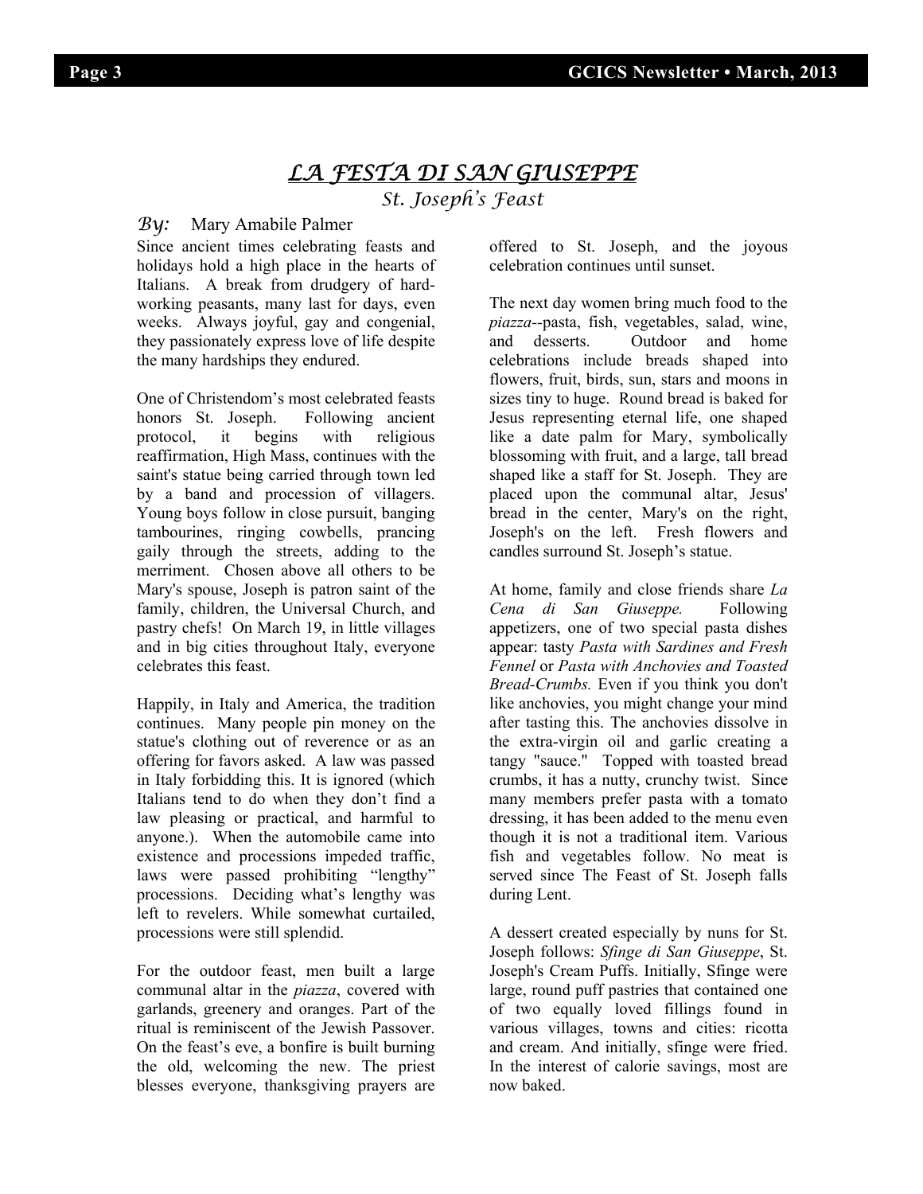# *LA FESTA DI SAN GIUSEPPE*

*St. Joseph's Feast*

*By:* Mary Amabile Palmer

Since ancient times celebrating feasts and holidays hold a high place in the hearts of Italians. A break from drudgery of hard-working peasants, many last for days, even weeks. Always joyful, gay and congenial, they passionately express love of life despite the many hardships they endured.

One of Christendom's most celebrated feasts honors St. Joseph. Following ancient protocol, it begins with religious reaffirmation, High Mass, continues with the saint's statue being carried through town led by a band and procession of villagers. Young boys follow in close pursuit, banging tambourines, ringing cowbells, prancing gaily through the streets, adding to the merriment. Chosen above all others to be Mary's spouse, Joseph is patron saint of the family, children, the Universal Church, and pastry chefs! On March 19, in little villages and in big cities throughout Italy, everyone celebrates this feast.

Happily, in Italy and America, the tradition continues. Many people pin money on the statue's clothing out of reverence or as an offering for favors asked. A law was passed in Italy forbidding this. It is ignored (which Italians tend to do when they don't find a law pleasing or practical, and harmful to anyone.). When the automobile came into existence and processions impeded traffic, laws were passed prohibiting "lengthy" processions. Deciding what's lengthy was left to revelers. While somewhat curtailed, processions were still splendid.

For the outdoor feast, men built a large communal altar in the *piazza*, covered with garlands, greenery and oranges. Part of the ritual is reminiscent of the Jewish Passover. On the feast's eve, a bonfire is built burning the old, welcoming the new. The priest blesses everyone, thanksgiving prayers are offered to St. Joseph, and the joyous celebration continues until sunset.

The next day women bring much food to the *piazza*--pasta, fish, vegetables, salad, wine, and desserts. Outdoor and home celebrations include breads shaped into flowers, fruit, birds, sun, stars and moons in sizes tiny to huge. Round bread is baked for Jesus representing eternal life, one shaped like a date palm for Mary, symbolically blossoming with fruit, and a large, tall bread shaped like a staff for St. Joseph. They are placed upon the communal altar, Jesus' bread in the center, Mary's on the right, Joseph's on the left. Fresh flowers and candles surround St. Joseph's statue.

At home, family and close friends share *La Cena di San Giuseppe.* Following appetizers, one of two special pasta dishes appear: tasty *Pasta with Sardines and Fresh Fennel* or *Pasta with Anchovies and Toasted Bread-Crumbs.* Even if you think you don't like anchovies, you might change your mind after tasting this. The anchovies dissolve in the extra-virgin oil and garlic creating a tangy "sauce." Topped with toasted bread crumbs, it has a nutty, crunchy twist. Since many members prefer pasta with a tomato dressing, it has been added to the menu even though it is not a traditional item. Various fish and vegetables follow. No meat is served since The Feast of St. Joseph falls during Lent.

A dessert created especially by nuns for St. Joseph follows: *Sfinge di San Giuseppe*, St. Joseph's Cream Puffs. Initially, Sfinge were large, round puff pastries that contained one of two equally loved fillings found in various villages, towns and cities: ricotta and cream. And initially, sfinge were fried. In the interest of calorie savings, most are now baked.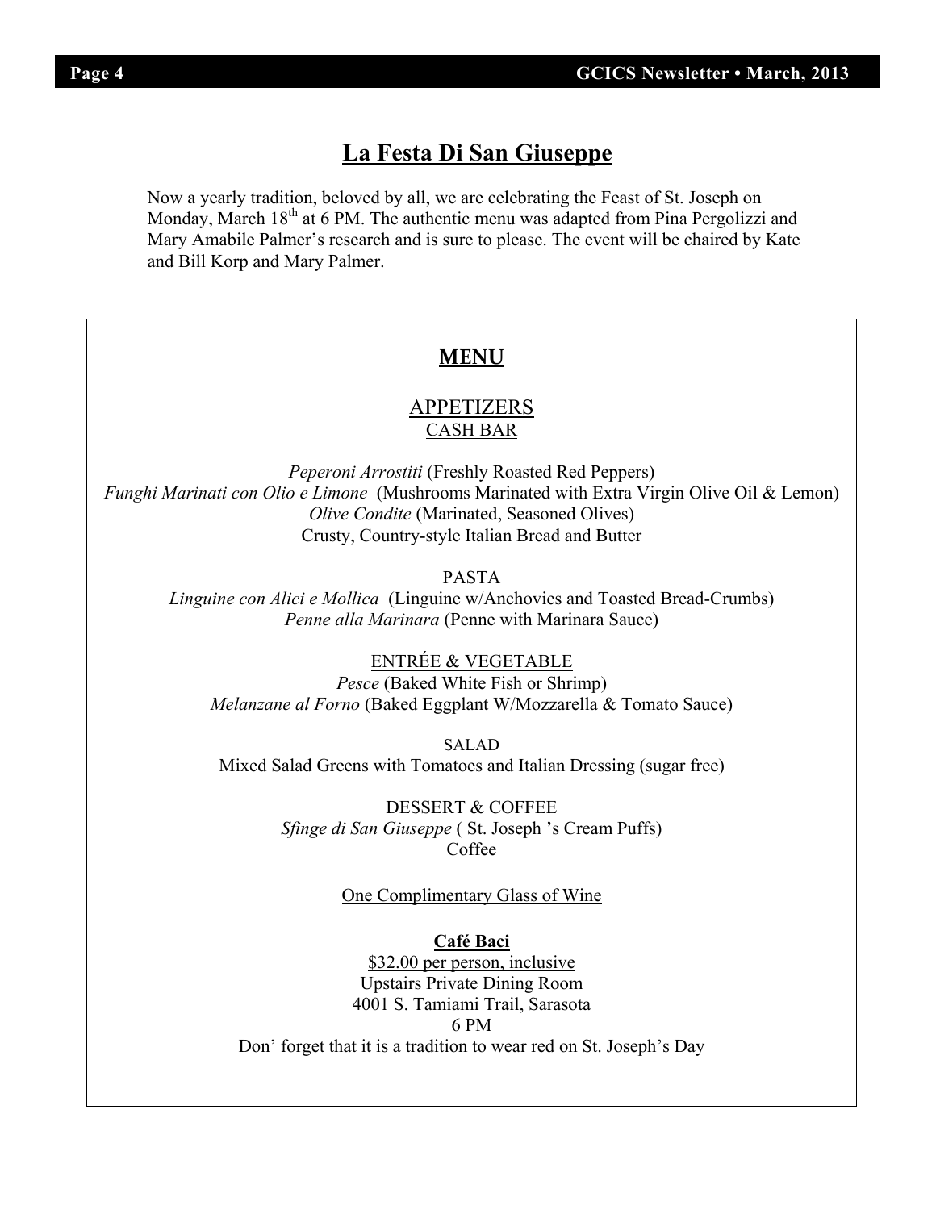## La Festa Di San Giuseppe

Now a yearly tradition, beloved by all, we are celebrating the Feast of St. Joseph on Monday, March 18th at 6 PM. The authentic menu was adapted from Pina Pergolizzi and Mary Amabile Palmer's research and is sure to please. The event will be chaired by Kate and Bill Korp and Mary Palmer.

### MENU

**APPETIZERS**

CASH BAR

*Peperoni Arrostiti* (Freshly Roasted Red Peppers)
*Funghi Marinati con Olio e Limone* (Mushrooms Marinated with Extra Virgin Olive Oil & Lemon)
*Olive Condite* (Marinated, Seasoned Olives)
Crusty, Country-style Italian Bread and Butter

**PASTA**

*Linguine con Alici e Mollica* (Linguine w/Anchovies and Toasted Bread-Crumbs)
*Penne alla Marinara* (Penne with Marinara Sauce)

**ENTRÉE & VEGETABLE**

*Pesce* (Baked White Fish or Shrimp)
*Melanzane al Forno* (Baked Eggplant W/Mozzarella & Tomato Sauce)

**SALAD**

Mixed Salad Greens with Tomatoes and Italian Dressing (sugar free)

**DESSERT & COFFEE**

*Sfinge di San Giuseppe* ( St. Joseph 's Cream Puffs)
Coffee

One Complimentary Glass of Wine

**Café Baci**
$32.00 per person, inclusive
Upstairs Private Dining Room
4001 S. Tamiami Trail, Sarasota
6 PM
Don' forget that it is a tradition to wear red on St. Joseph's Day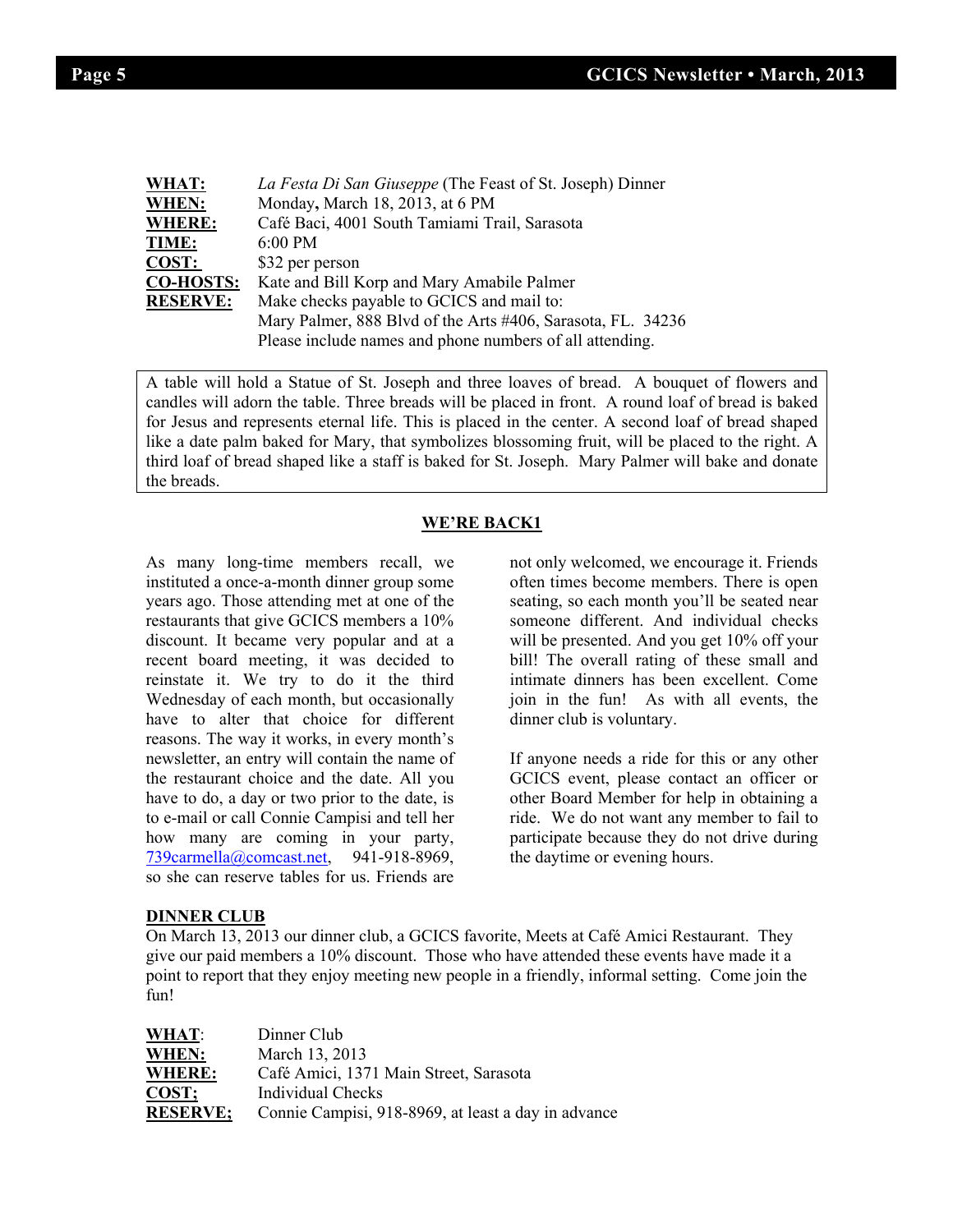| | |
|---|---|
| **WHAT:** | *La Festa Di San Giuseppe* (The Feast of St. Joseph) Dinner |
| **WHEN:** | Monday**,** March 18, 2013, at 6 PM |
| **WHERE:** | Café Baci, 4001 South Tamiami Trail, Sarasota |
| **TIME:** | 6:00 PM |
| **COST:** | $32 per person |
| **CO-HOSTS:** | Kate and Bill Korp and Mary Amabile Palmer |
| **RESERVE:** | Make checks payable to GCICS and mail to: Mary Palmer, 888 Blvd of the Arts #406, Sarasota, FL. 34236 Please include names and phone numbers of all attending. |

A table will hold a Statue of St. Joseph and three loaves of bread. A bouquet of flowers and candles will adorn the table. Three breads will be placed in front. A round loaf of bread is baked for Jesus and represents eternal life. This is placed in the center. A second loaf of bread shaped like a date palm baked for Mary, that symbolizes blossoming fruit, will be placed to the right. A third loaf of bread shaped like a staff is baked for St. Joseph. Mary Palmer will bake and donate the breads.

## WE'RE BACK1

As many long-time members recall, we instituted a once-a-month dinner group some years ago. Those attending met at one of the restaurants that give GCICS members a 10% discount. It became very popular and at a recent board meeting, it was decided to reinstate it. We try to do it the third Wednesday of each month, but occasionally have to alter that choice for different reasons. The way it works, in every month's newsletter, an entry will contain the name of the restaurant choice and the date. All you have to do, a day or two prior to the date, is to e-mail or call Connie Campisi and tell her how many are coming in your party, 739carmella@comcast.net, 941-918-8969, so she can reserve tables for us. Friends are not only welcomed, we encourage it. Friends often times become members. There is open seating, so each month you'll be seated near someone different. And individual checks will be presented. And you get 10% off your bill! The overall rating of these small and intimate dinners has been excellent. Come join in the fun! As with all events, the dinner club is voluntary.

If anyone needs a ride for this or any other GCICS event, please contact an officer or other Board Member for help in obtaining a ride. We do not want any member to fail to participate because they do not drive during the daytime or evening hours.

## DINNER CLUB

On March 13, 2013 our dinner club, a GCICS favorite, Meets at Café Amici Restaurant. They give our paid members a 10% discount. Those who have attended these events have made it a point to report that they enjoy meeting new people in a friendly, informal setting. Come join the fun!

| | |
|---|---|
| **WHAT**: | Dinner Club |
| **WHEN:** | March 13, 2013 |
| **WHERE:** | Café Amici, 1371 Main Street, Sarasota |
| **COST;** | Individual Checks |
| **RESERVE;** | Connie Campisi, 918-8969, at least a day in advance |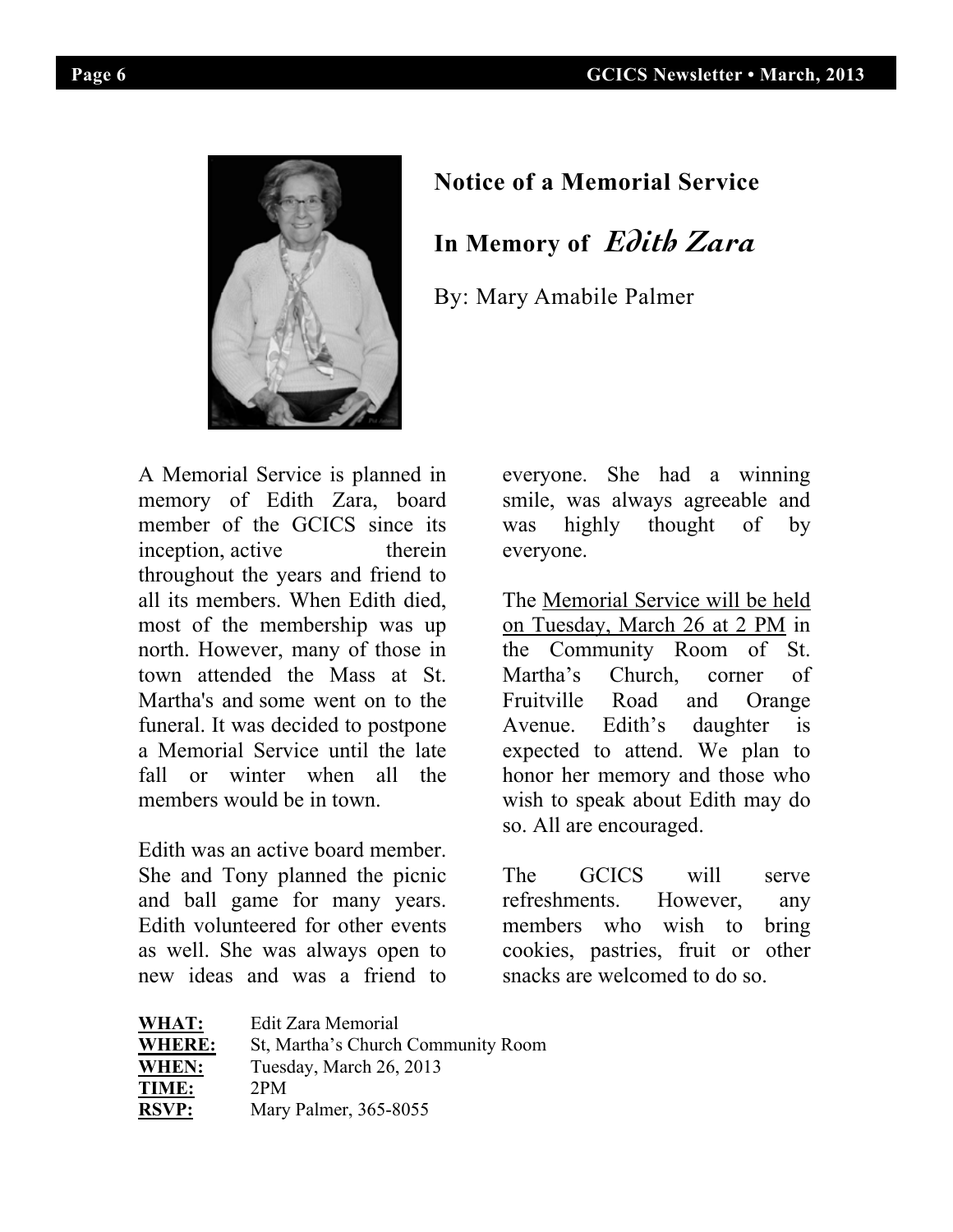## Notice of a Memorial Service

## In Memory of *Edith Zara*

By: Mary Amabile Palmer

A Memorial Service is planned in memory of Edith Zara, board member of the GCICS since its inception, active therein throughout the years and friend to all its members. When Edith died, most of the membership was up north. However, many of those in town attended the Mass at St. Martha's and some went on to the funeral. It was decided to postpone a Memorial Service until the late fall or winter when all the members would be in town.

Edith was an active board member. She and Tony planned the picnic and ball game for many years. Edith volunteered for other events as well. She was always open to new ideas and was a friend to everyone. She had a winning smile, was always agreeable and was highly thought of by everyone.

The Memorial Service will be held on Tuesday, March 26 at 2 PM in the Community Room of St. Martha's Church, corner of Fruitville Road and Orange Avenue. Edith's daughter is expected to attend. We plan to honor her memory and those who wish to speak about Edith may do so. All are encouraged.

The GCICS will serve refreshments. However, any members who wish to bring cookies, pastries, fruit or other snacks are welcomed to do so.

**WHAT:** Edit Zara Memorial
**WHERE:** St, Martha's Church Community Room
**WHEN:** Tuesday, March 26, 2013
**TIME:** 2PM
**RSVP:** Mary Palmer, 365-8055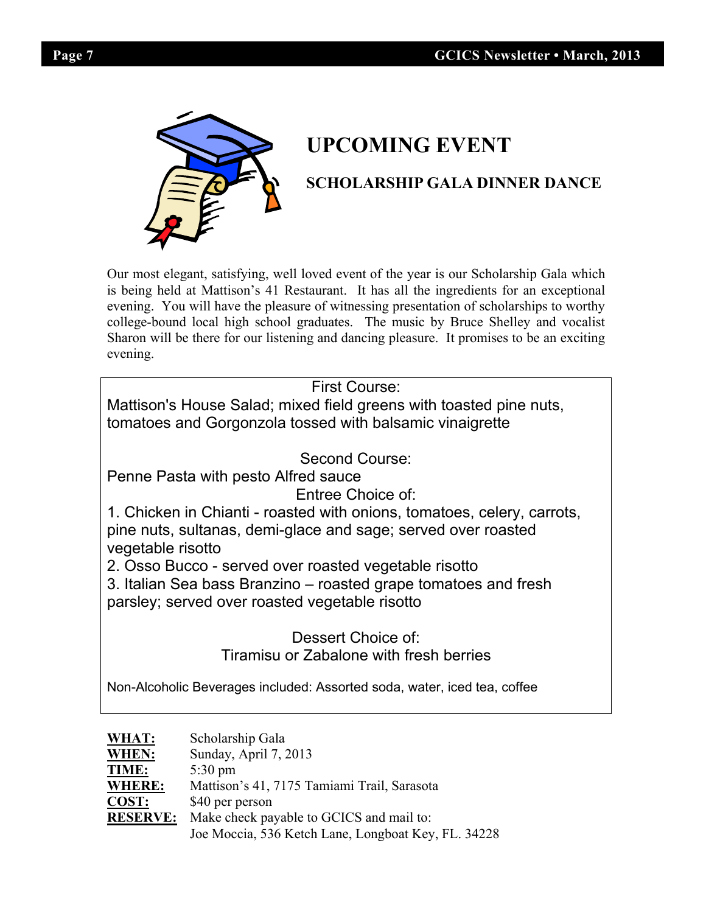# UPCOMING EVENT

## SCHOLARSHIP GALA DINNER DANCE

Our most elegant, satisfying, well loved event of the year is our Scholarship Gala which is being held at Mattison's 41 Restaurant. It has all the ingredients for an exceptional evening. You will have the pleasure of witnessing presentation of scholarships to worthy college-bound local high school graduates. The music by Bruce Shelley and vocalist Sharon will be there for our listening and dancing pleasure. It promises to be an exciting evening.

First Course:

Mattison's House Salad; mixed field greens with toasted pine nuts, tomatoes and Gorgonzola tossed with balsamic vinaigrette

Second Course:

Penne Pasta with pesto Alfred sauce

Entree Choice of:

1. Chicken in Chianti - roasted with onions, tomatoes, celery, carrots, pine nuts, sultanas, demi-glace and sage; served over roasted vegetable risotto
2. Osso Bucco - served over roasted vegetable risotto
3. Italian Sea bass Branzino – roasted grape tomatoes and fresh parsley; served over roasted vegetable risotto

Dessert Choice of:

Tiramisu or Zabalone with fresh berries

Non-Alcoholic Beverages included: Assorted soda, water, iced tea, coffee

**WHAT:** Scholarship Gala
**WHEN:** Sunday, April 7, 2013
**TIME:** 5:30 pm
**WHERE:** Mattison's 41, 7175 Tamiami Trail, Sarasota
**COST:** $40 per person
**RESERVE:** Make check payable to GCICS and mail to:
Joe Moccia, 536 Ketch Lane, Longboat Key, FL. 34228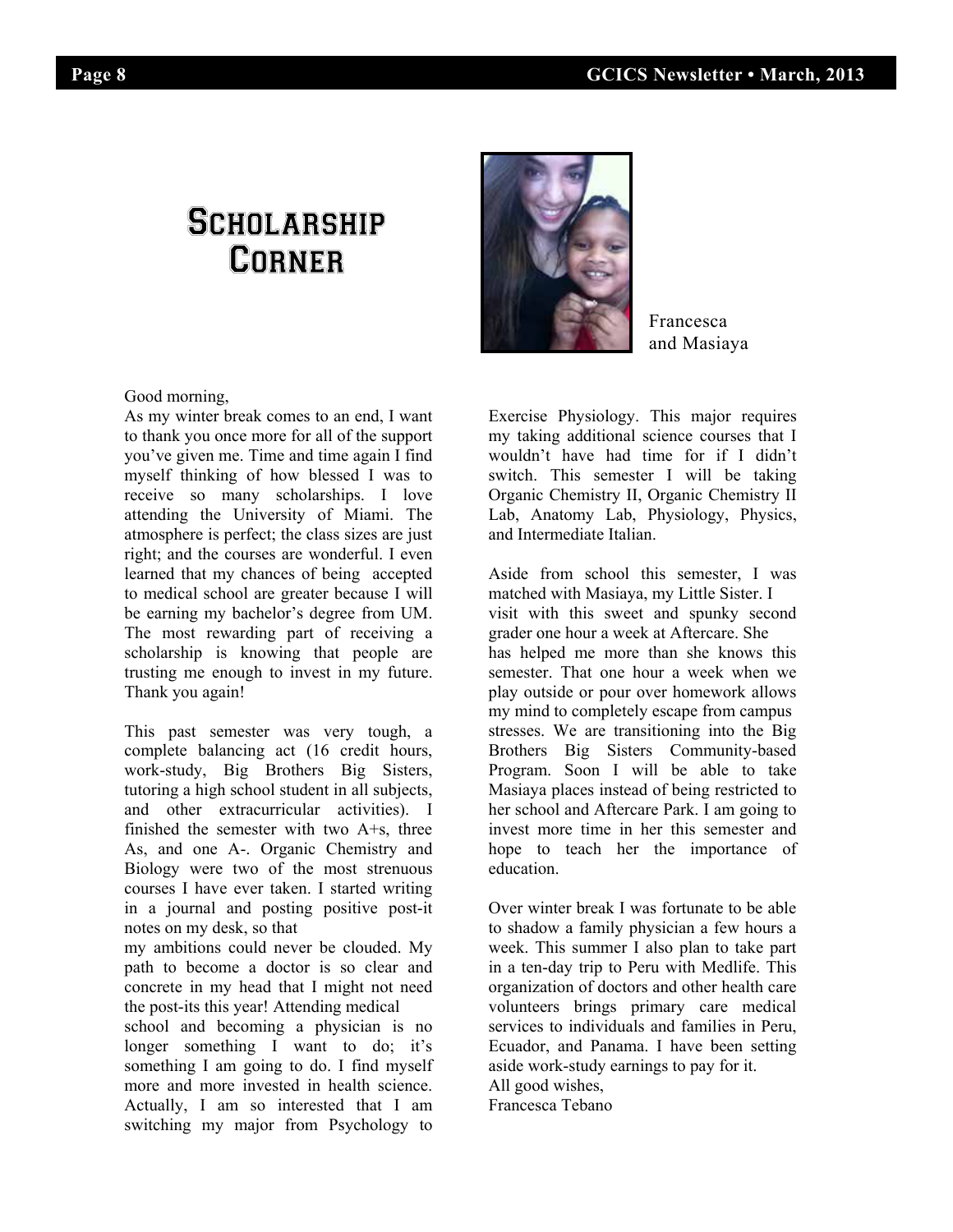# Scholarship Corner

Francesca and Masiaya

Good morning,

As my winter break comes to an end, I want to thank you once more for all of the support you've given me. Time and time again I find myself thinking of how blessed I was to receive so many scholarships. I love attending the University of Miami. The atmosphere is perfect; the class sizes are just right; and the courses are wonderful. I even learned that my chances of being accepted to medical school are greater because I will be earning my bachelor's degree from UM. The most rewarding part of receiving a scholarship is knowing that people are trusting me enough to invest in my future. Thank you again!

This past semester was very tough, a complete balancing act (16 credit hours, work-study, Big Brothers Big Sisters, tutoring a high school student in all subjects, and other extracurricular activities). I finished the semester with two A+s, three As, and one A-. Organic Chemistry and Biology were two of the most strenuous courses I have ever taken. I started writing in a journal and posting positive post-it notes on my desk, so that my ambitions could never be clouded. My path to become a doctor is so clear and concrete in my head that I might not need the post-its this year! Attending medical school and becoming a physician is no longer something I want to do; it's something I am going to do. I find myself more and more invested in health science. Actually, I am so interested that I am switching my major from Psychology to Exercise Physiology. This major requires my taking additional science courses that I wouldn't have had time for if I didn't switch. This semester I will be taking Organic Chemistry II, Organic Chemistry II Lab, Anatomy Lab, Physiology, Physics, and Intermediate Italian.

Aside from school this semester, I was matched with Masiaya, my Little Sister. I visit with this sweet and spunky second grader one hour a week at Aftercare. She has helped me more than she knows this semester. That one hour a week when we play outside or pour over homework allows my mind to completely escape from campus stresses. We are transitioning into the Big Brothers Big Sisters Community-based Program. Soon I will be able to take Masiaya places instead of being restricted to her school and Aftercare Park. I am going to invest more time in her this semester and hope to teach her the importance of education.

Over winter break I was fortunate to be able to shadow a family physician a few hours a week. This summer I also plan to take part in a ten-day trip to Peru with Medlife. This organization of doctors and other health care volunteers brings primary care medical services to individuals and families in Peru, Ecuador, and Panama. I have been setting aside work-study earnings to pay for it.

All good wishes,

Francesca Tebano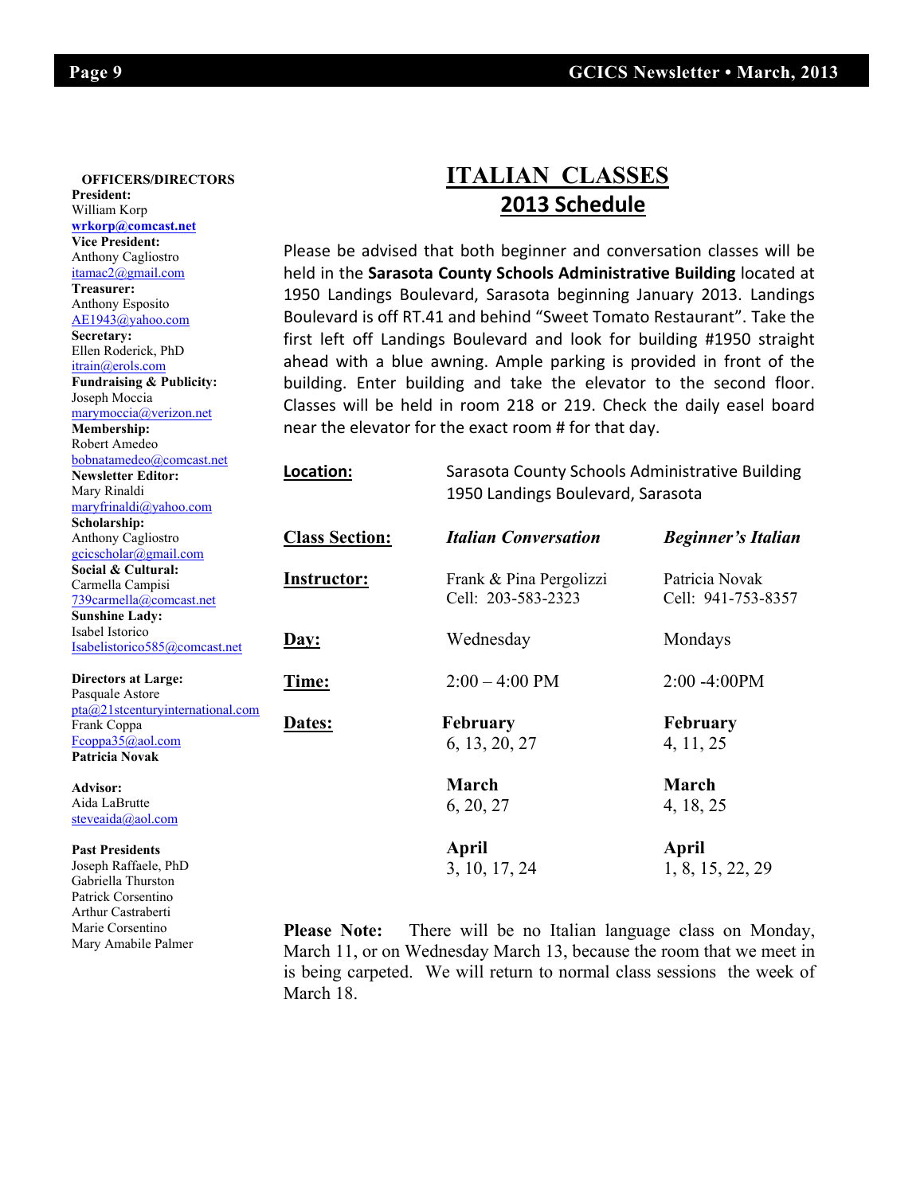**OFFICERS/DIRECTORS**

**President:**
William Korp
**wrkorp@comcast.net**

**Vice President:**
Anthony Cagliostro
itamac2@gmail.com

**Treasurer:**
Anthony Esposito
AE1943@yahoo.com

**Secretary:**
Ellen Roderick, PhD
itrain@erols.com

**Fundraising & Publicity:**
Joseph Moccia
marymoccia@verizon.net

**Membership:**
Robert Amedeo
bobnatamedeo@comcast.net

**Newsletter Editor:**
Mary Rinaldi
maryfrinaldi@yahoo.com

**Scholarship:**
Anthony Cagliostro
gcicscholar@gmail.com

**Social & Cultural:**
Carmella Campisi
739carmella@comcast.net

**Sunshine Lady:**
Isabel Istorico
Isabelistorico585@comcast.net

**Directors at Large:**
Pasquale Astore
pta@21stcenturyinternational.com
Frank Coppa
Fcoppa35@aol.com
**Patricia Novak**

**Advisor:**
Aida LaBrutte
steveaida@aol.com

**Past Presidents**
Joseph Raffaele, PhD
Gabriella Thurston
Patrick Corsentino
Arthur Castraberti
Marie Corsentino
Mary Amabile Palmer

# ITALIAN CLASSES
## 2013 Schedule

Please be advised that both beginner and conversation classes will be held in the **Sarasota County Schools Administrative Building** located at 1950 Landings Boulevard, Sarasota beginning January 2013. Landings Boulevard is off RT.41 and behind "Sweet Tomato Restaurant". Take the first left off Landings Boulevard and look for building #1950 straight ahead with a blue awning. Ample parking is provided in front of the building. Enter building and take the elevator to the second floor. Classes will be held in room 218 or 219. Check the daily easel board near the elevator for the exact room # for that day.

**Location:** Sarasota County Schools Administrative Building, 1950 Landings Boulevard, Sarasota

| **Class Section:** | ***Italian Conversation*** | ***Beginner's Italian*** |
|---|---|---|
| **Instructor:** | Frank & Pina Pergolizzi<br>Cell: 203-583-2323 | Patricia Novak<br>Cell: 941-753-8357 |
| **Day:** | Wednesday | Mondays |
| **Time:** | 2:00 – 4:00 PM | 2:00 -4:00PM |
| **Dates:** | **February**<br>6, 13, 20, 27 | **February**<br>4, 11, 25 |
| | **March**<br>6, 20, 27 | **March**<br>4, 18, 25 |
| | **April**<br>3, 10, 17, 24 | **April**<br>1, 8, 15, 22, 29 |

**Please Note:** There will be no Italian language class on Monday, March 11, or on Wednesday March 13, because the room that we meet in is being carpeted. We will return to normal class sessions the week of March 18.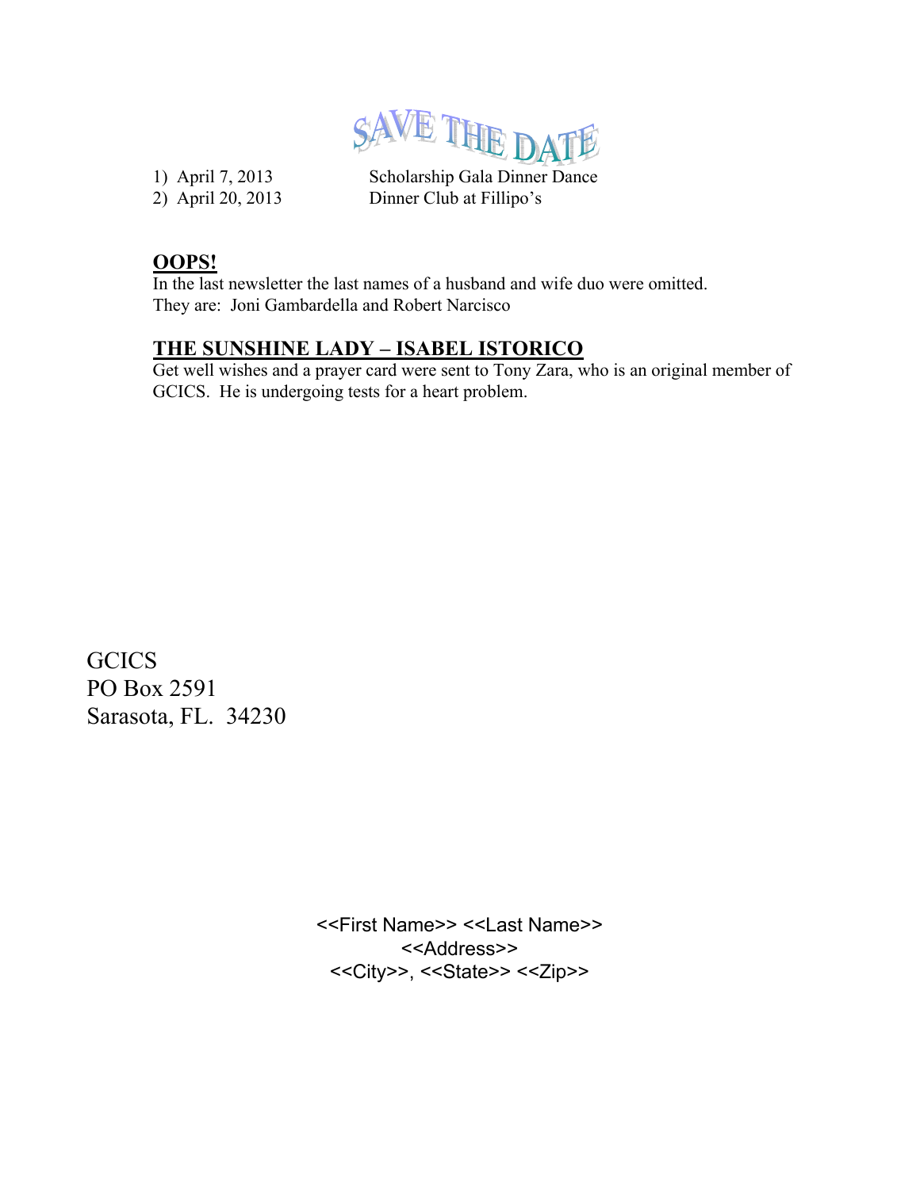# SAVE THE DATE

| | |
|---|---|
| 1) April 7, 2013 | Scholarship Gala Dinner Dance |
| 2) April 20, 2013 | Dinner Club at Fillipo's |

## **OOPS!**

In the last newsletter the last names of a husband and wife duo were omitted. They are: Joni Gambardella and Robert Narcisco

## **THE SUNSHINE LADY – ISABEL ISTORICO**

Get well wishes and a prayer card were sent to Tony Zara, who is an original member of GCICS. He is undergoing tests for a heart problem.

GCICS
PO Box 2591
Sarasota, FL. 34230

<<First Name>> <<Last Name>>
<<Address>>
<<City>>, <<State>> <<Zip>>